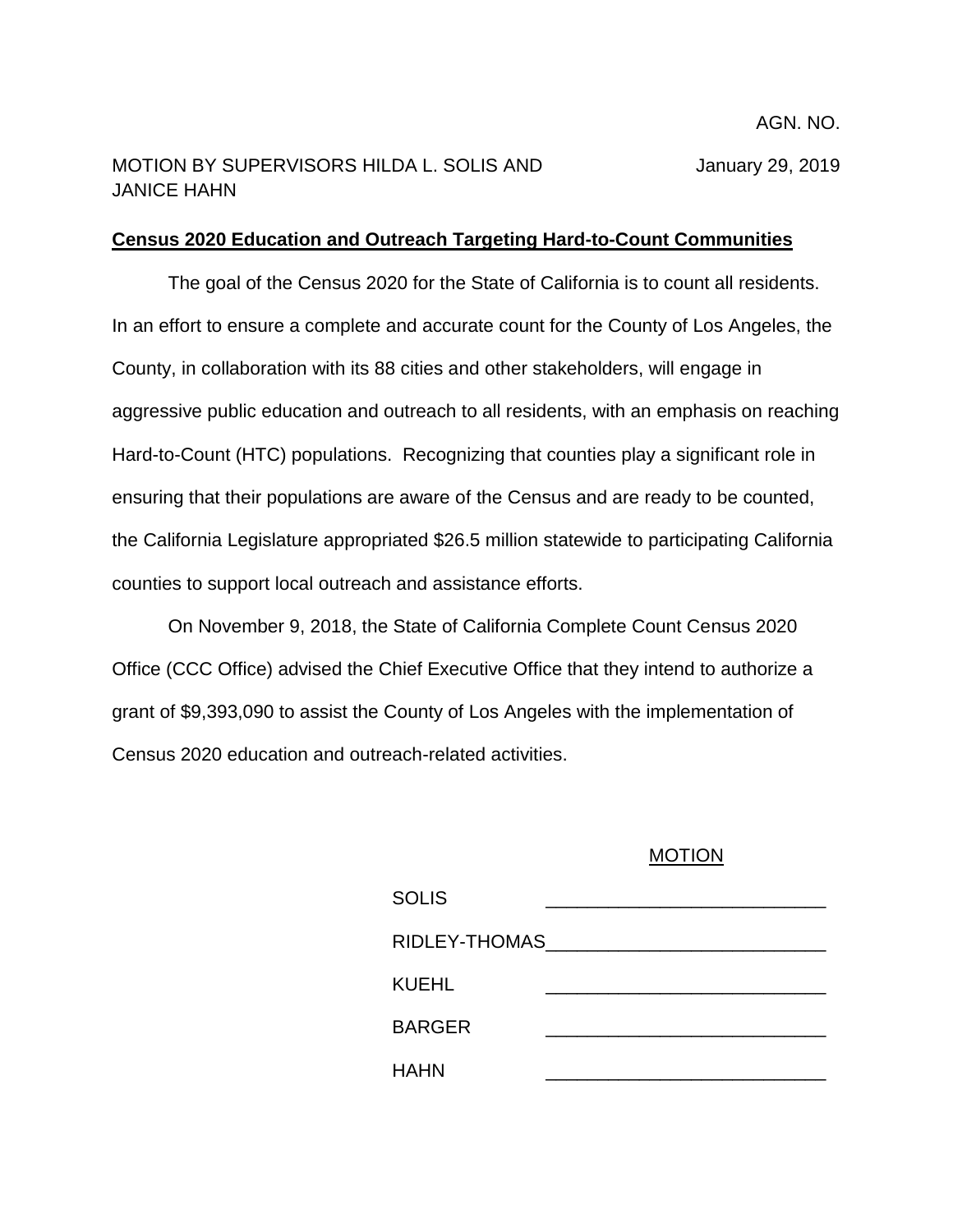AGN. NO.

MOTION BY SUPERVISORS HILDA L. SOLIS AND JANICE HAHN

January 29, 2019

**Census 2020 Education and Outreach Targeting Hard-to-Count Communities**

The goal of the Census 2020 for the State of California is to count all residents. In an effort to ensure a complete and accurate count for the County of Los Angeles, the County, in collaboration with its 88 cities and other stakeholders, will engage in aggressive public education and outreach to all residents, with an emphasis on reaching Hard-to-Count (HTC) populations. Recognizing that counties play a significant role in ensuring that their populations are aware of the Census and are ready to be counted, the California Legislature appropriated $26.5 million statewide to participating California counties to support local outreach and assistance efforts.

On November 9, 2018, the State of California Complete Count Census 2020 Office (CCC Office) advised the Chief Executive Office that they intend to authorize a grant of $9,393,090 to assist the County of Los Angeles with the implementation of Census 2020 education and outreach-related activities.

| | MOTION |
|---|---|
| SOLIS | ___________________________ |
| RIDLEY-THOMAS | ___________________________ |
| KUEHL | ___________________________ |
| BARGER | ___________________________ |
| HAHN | ___________________________ |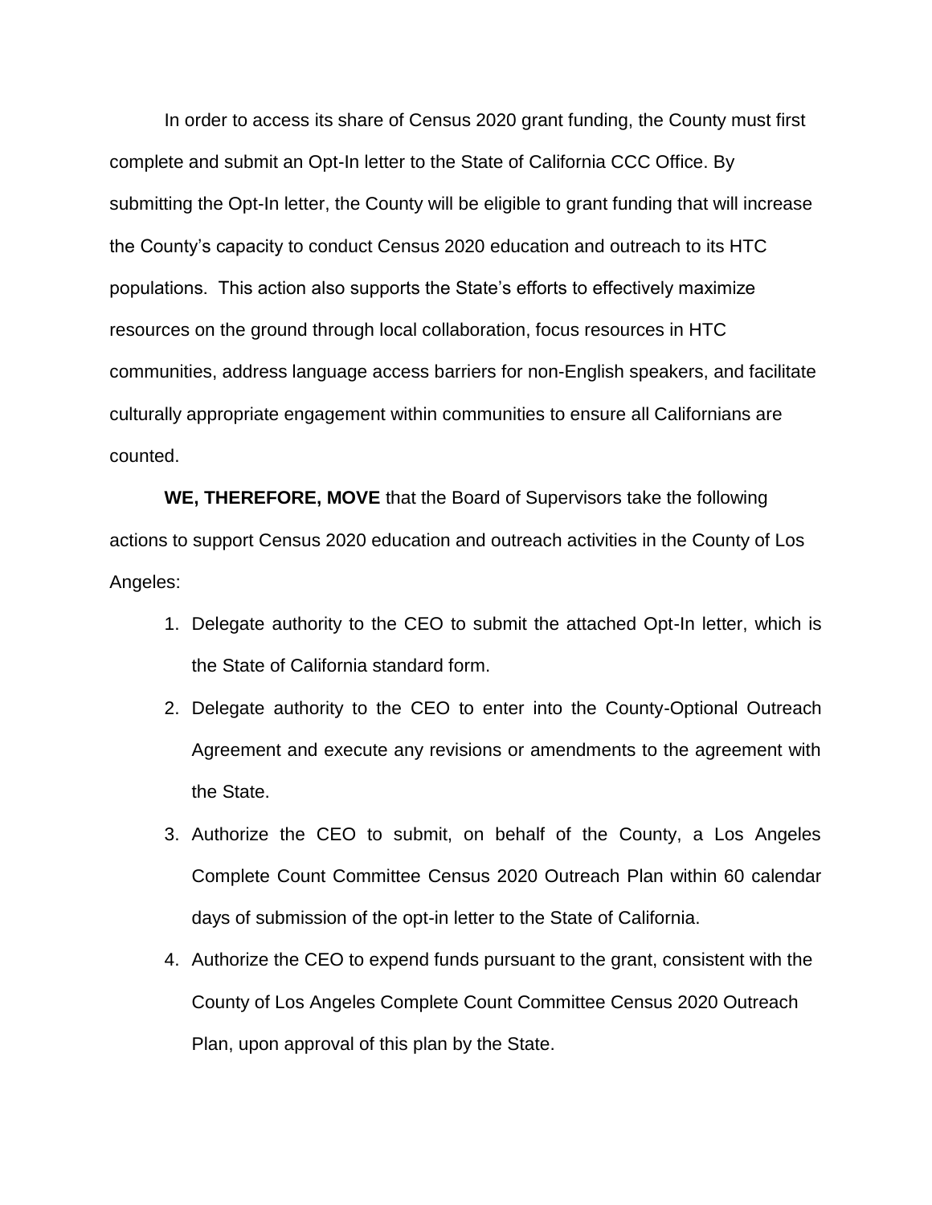In order to access its share of Census 2020 grant funding, the County must first complete and submit an Opt-In letter to the State of California CCC Office. By submitting the Opt-In letter, the County will be eligible to grant funding that will increase the County's capacity to conduct Census 2020 education and outreach to its HTC populations. This action also supports the State's efforts to effectively maximize resources on the ground through local collaboration, focus resources in HTC communities, address language access barriers for non-English speakers, and facilitate culturally appropriate engagement within communities to ensure all Californians are counted.

**WE, THEREFORE, MOVE** that the Board of Supervisors take the following actions to support Census 2020 education and outreach activities in the County of Los Angeles:

1. Delegate authority to the CEO to submit the attached Opt-In letter, which is the State of California standard form.
2. Delegate authority to the CEO to enter into the County-Optional Outreach Agreement and execute any revisions or amendments to the agreement with the State.
3. Authorize the CEO to submit, on behalf of the County, a Los Angeles Complete Count Committee Census 2020 Outreach Plan within 60 calendar days of submission of the opt-in letter to the State of California.
4. Authorize the CEO to expend funds pursuant to the grant, consistent with the County of Los Angeles Complete Count Committee Census 2020 Outreach Plan, upon approval of this plan by the State.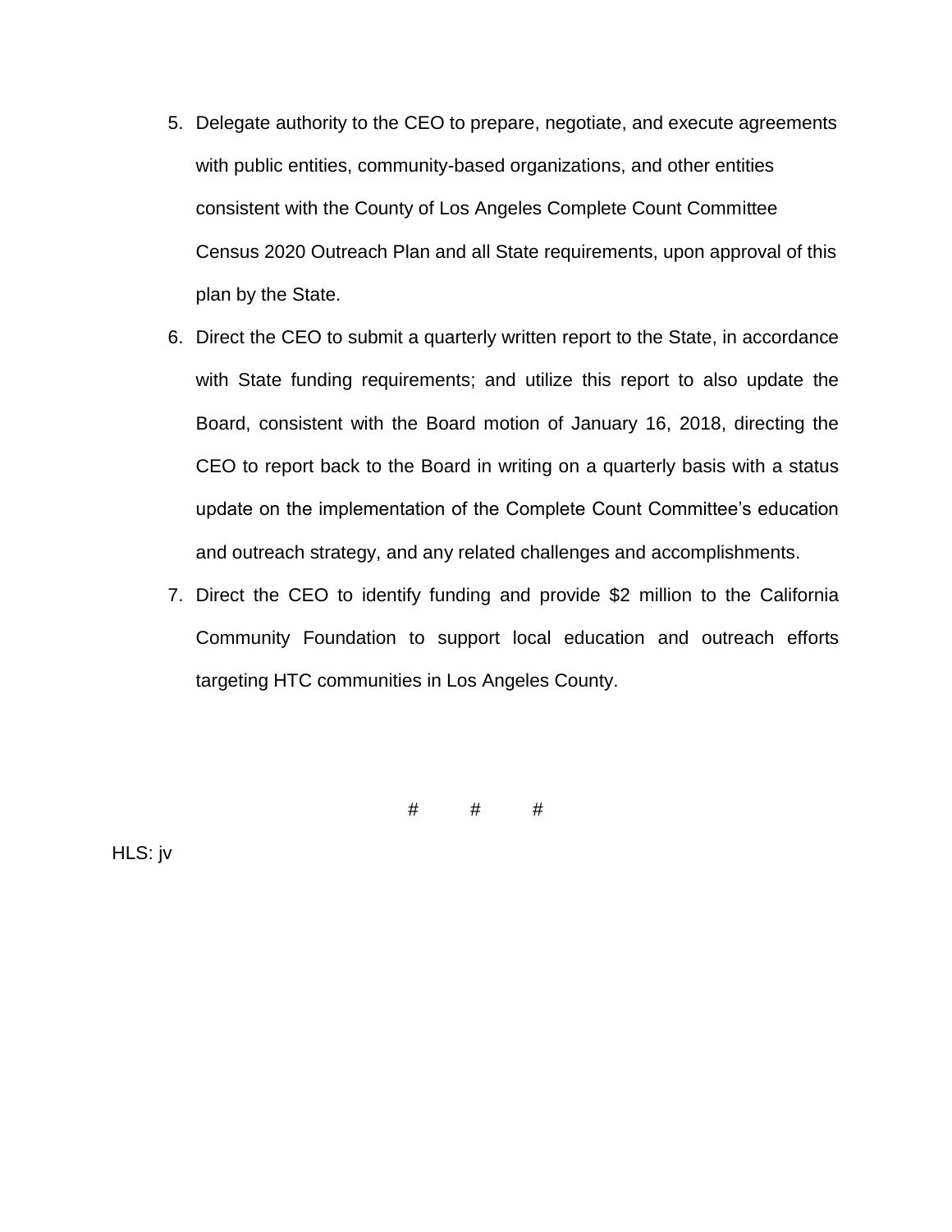5. Delegate authority to the CEO to prepare, negotiate, and execute agreements with public entities, community-based organizations, and other entities consistent with the County of Los Angeles Complete Count Committee Census 2020 Outreach Plan and all State requirements, upon approval of this plan by the State.
6. Direct the CEO to submit a quarterly written report to the State, in accordance with State funding requirements; and utilize this report to also update the Board, consistent with the Board motion of January 16, 2018, directing the CEO to report back to the Board in writing on a quarterly basis with a status update on the implementation of the Complete Count Committee's education and outreach strategy, and any related challenges and accomplishments.
7. Direct the CEO to identify funding and provide $2 million to the California Community Foundation to support local education and outreach efforts targeting HTC communities in Los Angeles County.

# # #

HLS: jv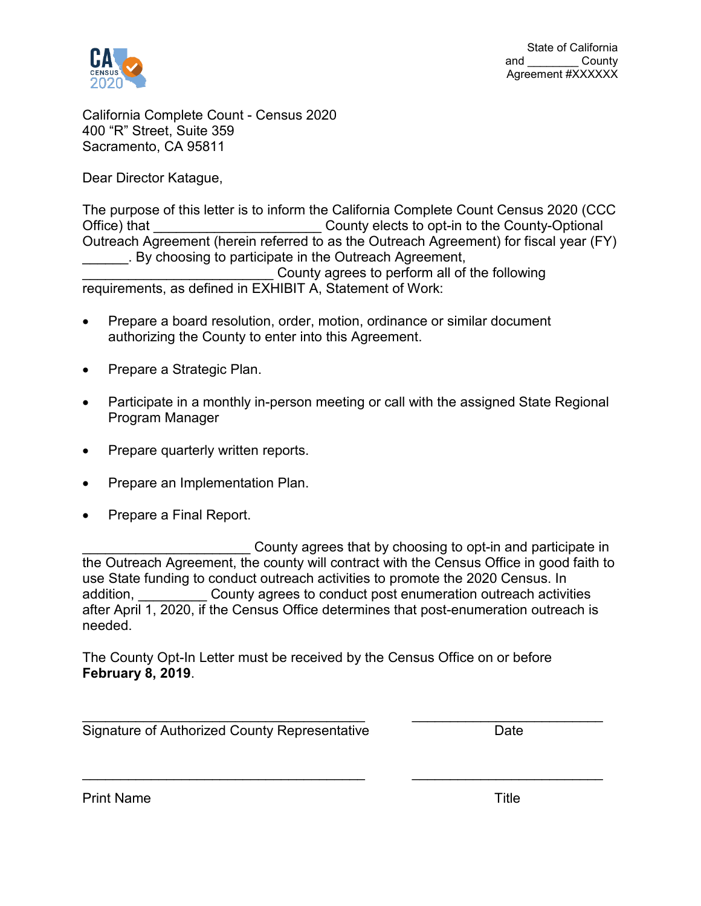State of California
and ________ County
Agreement #XXXXXX

California Complete Count - Census 2020
400 "R" Street, Suite 359
Sacramento, CA 95811

Dear Director Katague,

The purpose of this letter is to inform the California Complete Count Census 2020 (CCC Office) that ______________________ County elects to opt-in to the County-Optional Outreach Agreement (herein referred to as the Outreach Agreement) for fiscal year (FY) ______. By choosing to participate in the Outreach Agreement, _________________________ County agrees to perform all of the following requirements, as defined in EXHIBIT A, Statement of Work:

- Prepare a board resolution, order, motion, ordinance or similar document authorizing the County to enter into this Agreement.
- Prepare a Strategic Plan.
- Participate in a monthly in-person meeting or call with the assigned State Regional Program Manager
- Prepare quarterly written reports.
- Prepare an Implementation Plan.
- Prepare a Final Report.

______________________ County agrees that by choosing to opt-in and participate in the Outreach Agreement, the county will contract with the Census Office in good faith to use State funding to conduct outreach activities to promote the 2020 Census. In addition, _________ County agrees to conduct post enumeration outreach activities after April 1, 2020, if the Census Office determines that post-enumeration outreach is needed.

The County Opt-In Letter must be received by the Census Office on or before **February 8, 2019**.

_____________________________________ &nbsp;&nbsp;&nbsp;&nbsp; _________________________
Signature of Authorized County Representative &nbsp;&nbsp;&nbsp;&nbsp; Date

_____________________________________ &nbsp;&nbsp;&nbsp;&nbsp; _________________________
Print Name &nbsp;&nbsp;&nbsp;&nbsp; Title